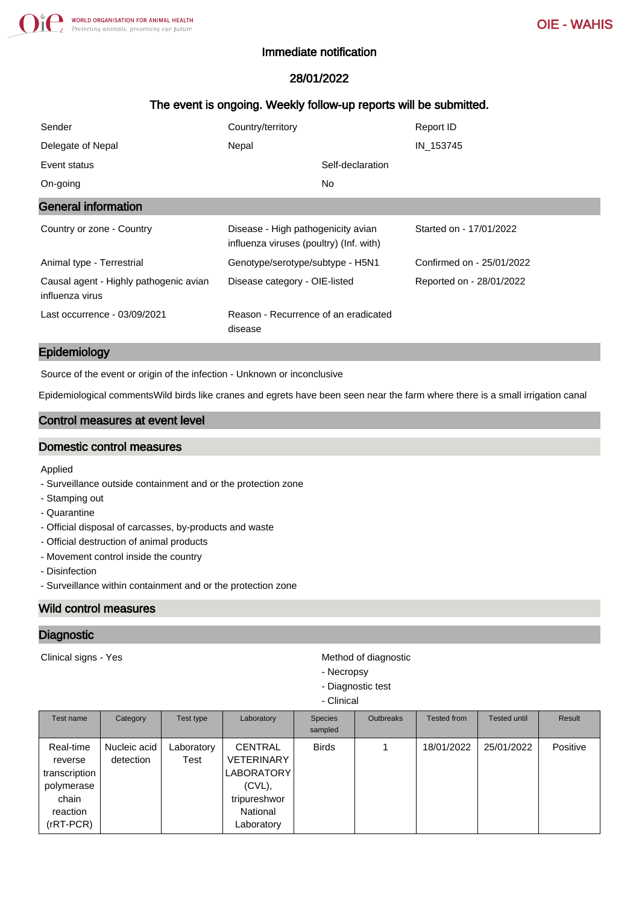# Immediate notification

## 28/01/2022

### The event is ongoing. Weekly follow-up reports will be submitted.

| Sender | Country/territory | Report ID |
|---|---|---|
| Delegate of Nepal | Nepal | IN_153745 |
| Event status | Self-declaration | |
| On-going | No | |

## General information

| | | |
|---|---|---|
| Country or zone - Country | Disease - High pathogenicity avian influenza viruses (poultry) (Inf. with) | Started on - 17/01/2022 |
| Animal type - Terrestrial | Genotype/serotype/subtype - H5N1 | Confirmed on - 25/01/2022 |
| Causal agent - Highly pathogenic avian influenza virus | Disease category - OIE-listed | Reported on - 28/01/2022 |
| Last occurrence - 03/09/2021 | Reason - Recurrence of an eradicated disease | |

## Epidemiology

Source of the event or origin of the infection - Unknown or inconclusive

Epidemiological commentsWild birds like cranes and egrets have been seen near the farm where there is a small irrigation canal

## Control measures at event level

### Domestic control measures

Applied

- Surveillance outside containment and or the protection zone
- Stamping out
- Quarantine
- Official disposal of carcasses, by-products and waste
- Official destruction of animal products
- Movement control inside the country
- Disinfection
- Surveillance within containment and or the protection zone

### Wild control measures

## Diagnostic

Clinical signs - Yes

Method of diagnostic
- Necropsy
- Diagnostic test
- Clinical

| Test name | Category | Test type | Laboratory | Species sampled | Outbreaks | Tested from | Tested until | Result |
|---|---|---|---|---|---|---|---|---|
| Real-time reverse transcription polymerase chain reaction (rRT-PCR) | Nucleic acid detection | Laboratory Test | CENTRAL VETERINARY LABORATORY (CVL), tripureshwor National Laboratory | Birds | 1 | 18/01/2022 | 25/01/2022 | Positive |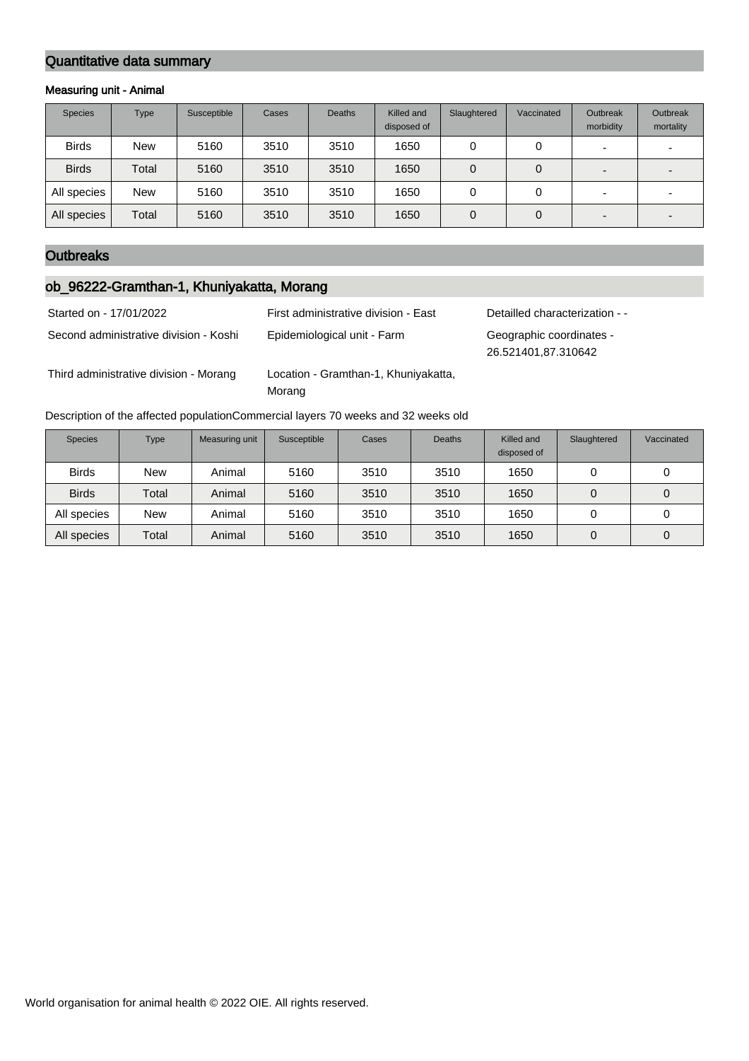## Quantitative data summary

### Measuring unit - Animal

| Species | Type | Susceptible | Cases | Deaths | Killed and disposed of | Slaughtered | Vaccinated | Outbreak morbidity | Outbreak mortality |
|---|---|---|---|---|---|---|---|---|---|
| Birds | New | 5160 | 3510 | 3510 | 1650 | 0 | 0 | - | - |
| Birds | Total | 5160 | 3510 | 3510 | 1650 | 0 | 0 | - | - |
| All species | New | 5160 | 3510 | 3510 | 1650 | 0 | 0 | - | - |
| All species | Total | 5160 | 3510 | 3510 | 1650 | 0 | 0 | - | - |

## Outbreaks

### ob_96222-Gramthan-1, Khuniyakatta, Morang

Started on - 17/01/2022

First administrative division - East

Detailled characterization - -

Second administrative division - Koshi

Epidemiological unit - Farm

Geographic coordinates - 26.521401,87.310642

Third administrative division - Morang

Location - Gramthan-1, Khuniyakatta, Morang

Description of the affected populationCommercial layers 70 weeks and 32 weeks old

| Species | Type | Measuring unit | Susceptible | Cases | Deaths | Killed and disposed of | Slaughtered | Vaccinated |
|---|---|---|---|---|---|---|---|---|
| Birds | New | Animal | 5160 | 3510 | 3510 | 1650 | 0 | 0 |
| Birds | Total | Animal | 5160 | 3510 | 3510 | 1650 | 0 | 0 |
| All species | New | Animal | 5160 | 3510 | 3510 | 1650 | 0 | 0 |
| All species | Total | Animal | 5160 | 3510 | 3510 | 1650 | 0 | 0 |

World organisation for animal health © 2022 OIE. All rights reserved.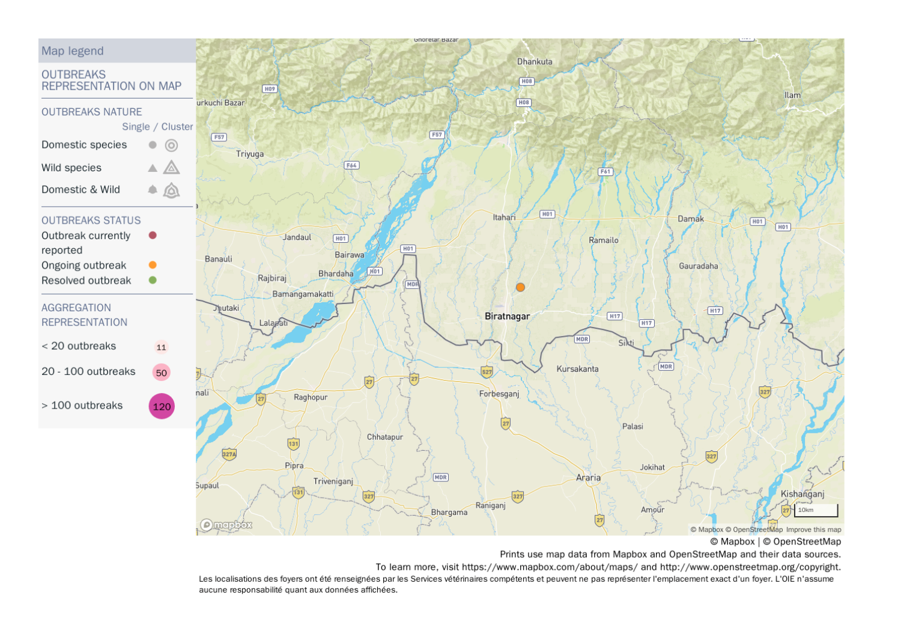Map legend

OUTBREAKS REPRESENTATION ON MAP

OUTBREAKS NATURE

Single / Cluster

Domestic species

Wild species

Domestic & Wild

OUTBREAKS STATUS

Outbreak currently reported

Ongoing outbreak

Resolved outbreak

AGGREGATION REPRESENTATION

< 20 outbreaks 11

20 - 100 outbreaks 50

> 100 outbreaks 120

© Mapbox | © OpenStreetMap

Prints use map data from Mapbox and OpenStreetMap and their data sources.

To learn more, visit https://www.mapbox.com/about/maps/ and http://www.openstreetmap.org/copyright.

Les localisations des foyers ont été renseignées par les Services vétérinaires compétents et peuvent ne pas représenter l'emplacement exact d'un foyer. L'OIE n'assume aucune responsabilité quant aux données affichées.